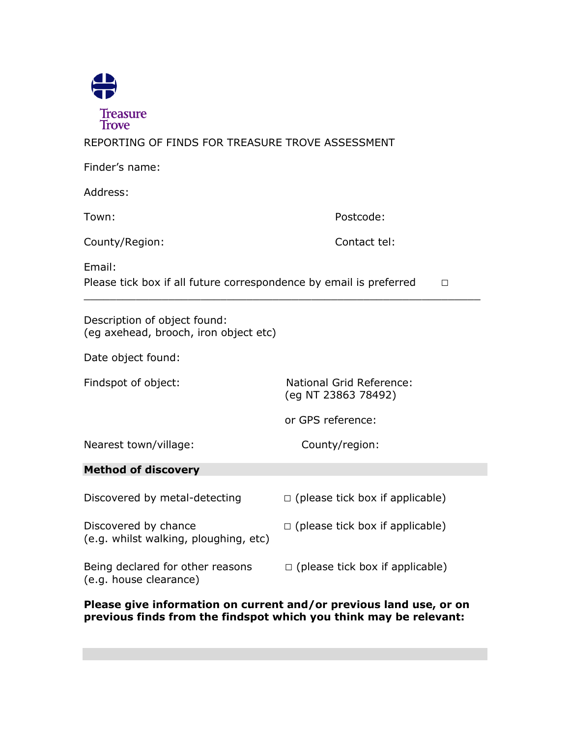Treasure Trove

REPORTING OF FINDS FOR TREASURE TROVE ASSESSMENT

Finder's name:

Address:

Town: Postcode:

County/Region: Contact tel:

Email:

Please tick box if all future correspondence by email is preferred ☐

---

Description of object found:
(eg axehead, brooch, iron object etc)

Date object found:

Findspot of object:

National Grid Reference:
(eg NT 23863 78492)

or GPS reference:

Nearest town/village: County/region:

**Method of discovery**

Discovered by metal-detecting ☐ (please tick box if applicable)

Discovered by chance
(e.g. whilst walking, ploughing, etc) ☐ (please tick box if applicable)

Being declared for other reasons
(e.g. house clearance) ☐ (please tick box if applicable)

**Please give information on current and/or previous land use, or on previous finds from the findspot which you think may be relevant:**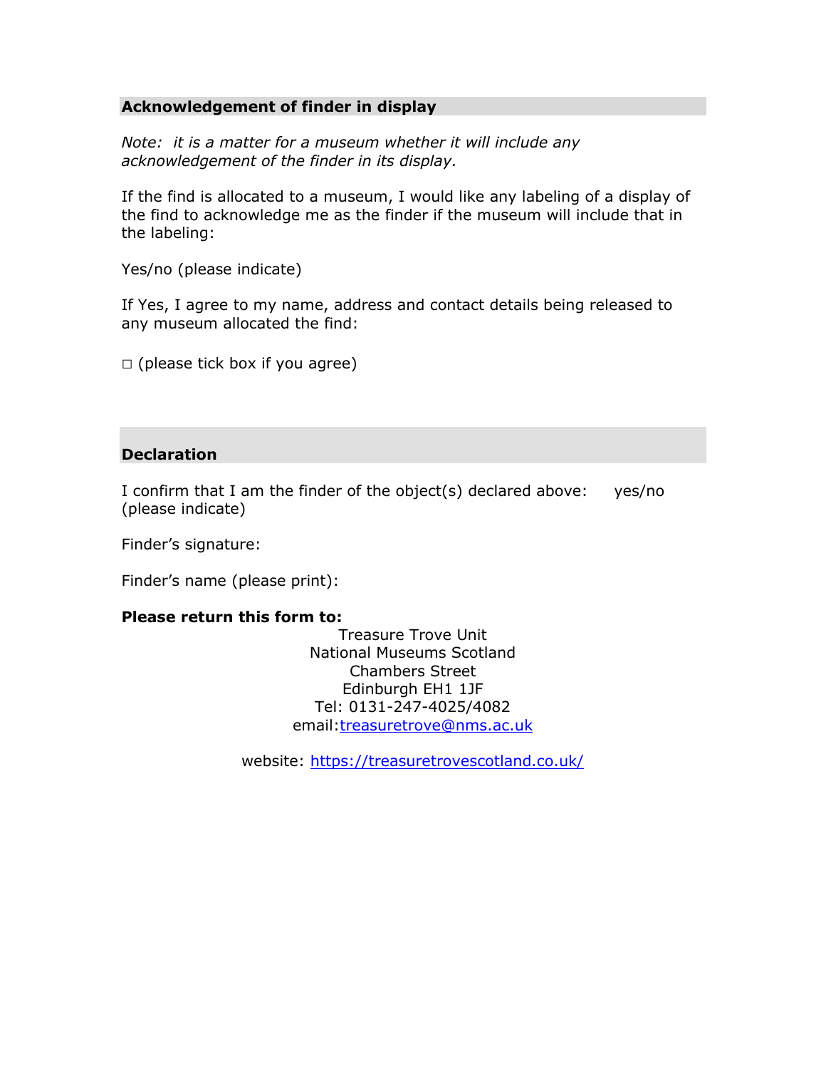## Acknowledgement of finder in display

*Note: it is a matter for a museum whether it will include any acknowledgement of the finder in its display.*

If the find is allocated to a museum, I would like any labeling of a display of the find to acknowledge me as the finder if the museum will include that in the labeling:

Yes/no (please indicate)

If Yes, I agree to my name, address and contact details being released to any museum allocated the find:

□ (please tick box if you agree)

## Declaration

I confirm that I am the finder of the object(s) declared above: yes/no (please indicate)

Finder's signature:

Finder's name (please print):

**Please return this form to:**

Treasure Trove Unit
National Museums Scotland
Chambers Street
Edinburgh EH1 1JF
Tel: 0131-247-4025/4082
email:treasuretrove@nms.ac.uk

website: https://treasuretrovescotland.co.uk/